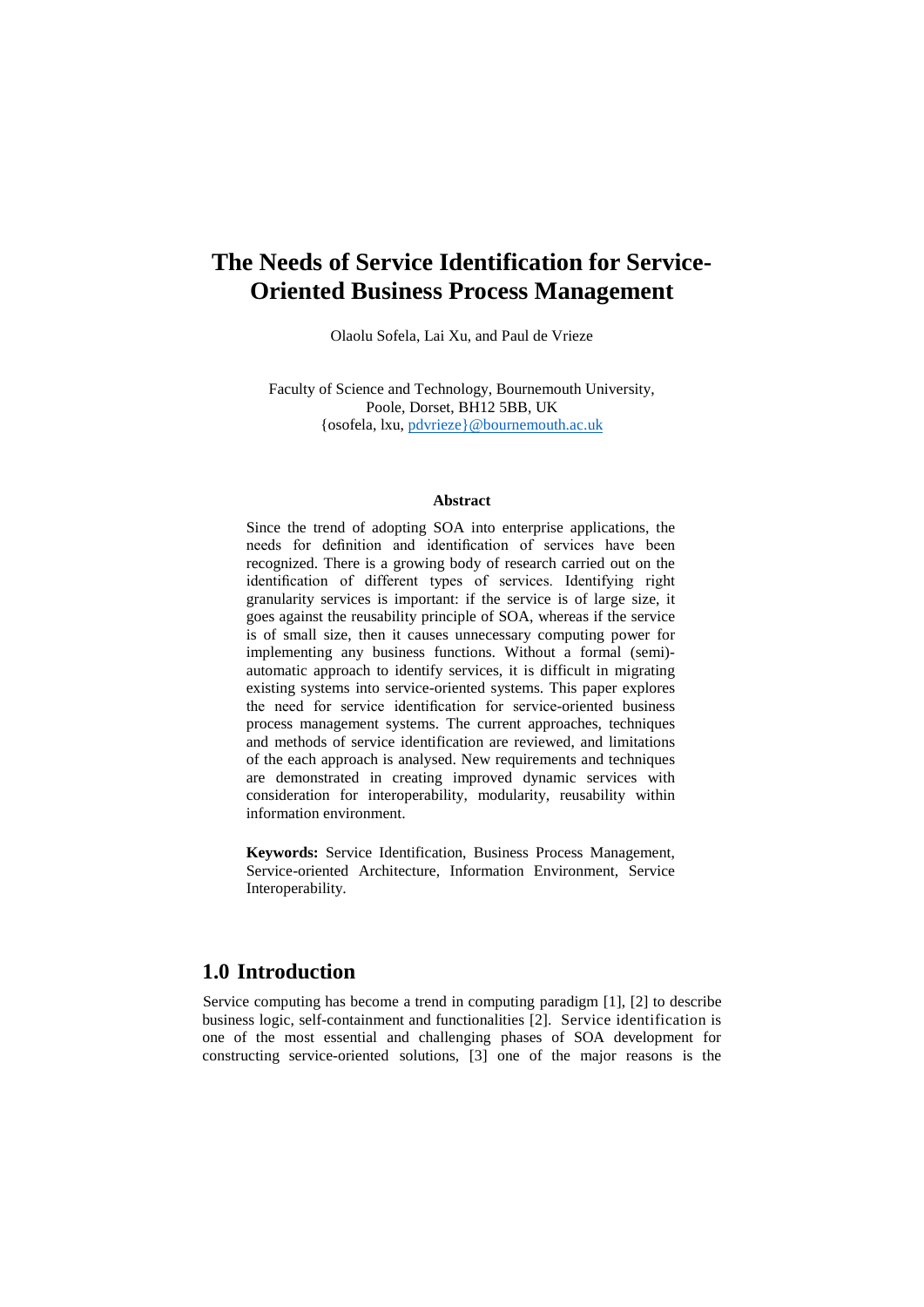# The Needs of Service Identification for Service-Oriented Business Process Management

Olaolu Sofela, Lai Xu, and Paul de Vrieze

Faculty of Science and Technology, Bournemouth University,
Poole, Dorset, BH12 5BB, UK
{osofela, lxu, pdvrieze}@bournemouth.ac.uk

### Abstract

Since the trend of adopting SOA into enterprise applications, the needs for definition and identification of services have been recognized. There is a growing body of research carried out on the identification of different types of services. Identifying right granularity services is important: if the service is of large size, it goes against the reusability principle of SOA, whereas if the service is of small size, then it causes unnecessary computing power for implementing any business functions. Without a formal (semi)-automatic approach to identify services, it is difficult in migrating existing systems into service-oriented systems. This paper explores the need for service identification for service-oriented business process management systems. The current approaches, techniques and methods of service identification are reviewed, and limitations of the each approach is analysed. New requirements and techniques are demonstrated in creating improved dynamic services with consideration for interoperability, modularity, reusability within information environment.

**Keywords:** Service Identification, Business Process Management, Service-oriented Architecture, Information Environment, Service Interoperability.

## 1.0 Introduction

Service computing has become a trend in computing paradigm [1], [2] to describe business logic, self-containment and functionalities [2]. Service identification is one of the most essential and challenging phases of SOA development for constructing service-oriented solutions, [3] one of the major reasons is the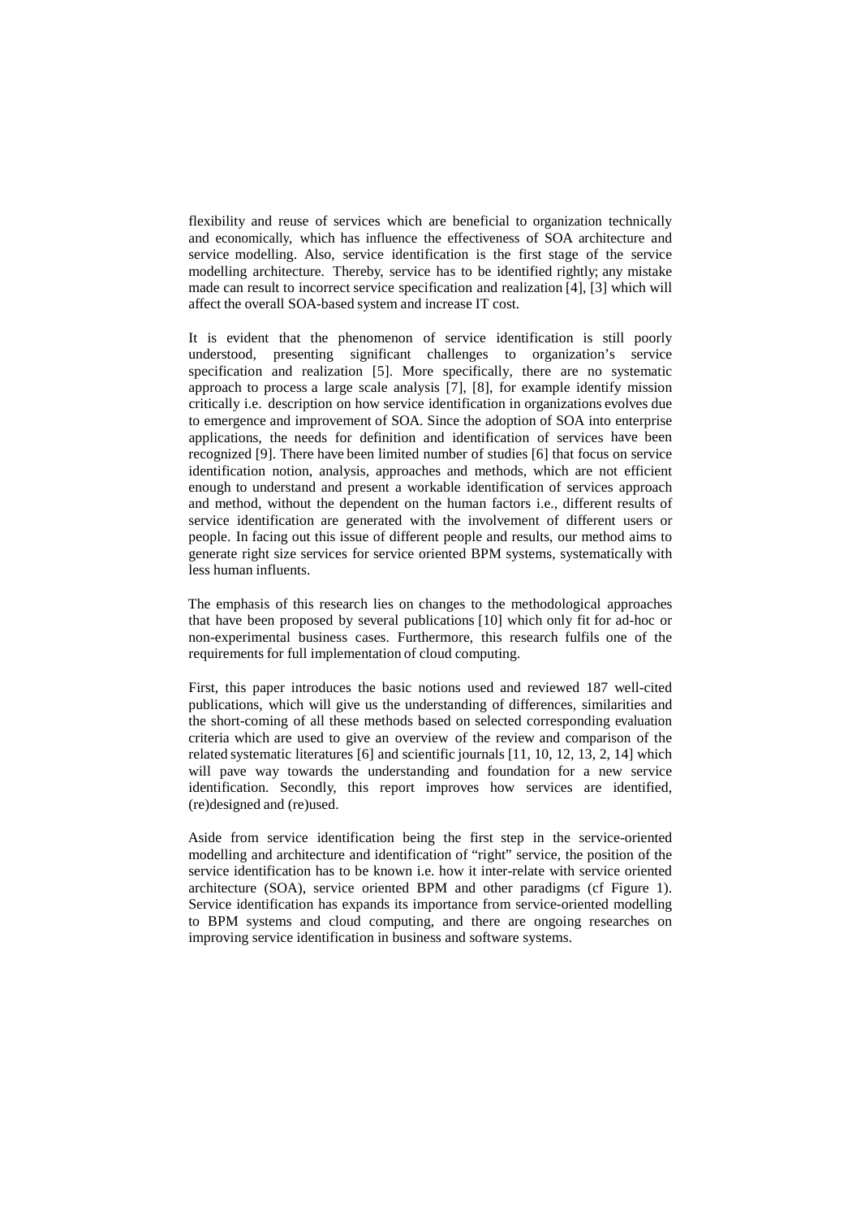flexibility and reuse of services which are beneficial to organization technically and economically, which has influence the effectiveness of SOA architecture and service modelling. Also, service identification is the first stage of the service modelling architecture. Thereby, service has to be identified rightly; any mistake made can result to incorrect service specification and realization [4], [3] which will affect the overall SOA-based system and increase IT cost.

It is evident that the phenomenon of service identification is still poorly understood, presenting significant challenges to organization's service specification and realization [5]. More specifically, there are no systematic approach to process a large scale analysis [7], [8], for example identify mission critically i.e. description on how service identification in organizations evolves due to emergence and improvement of SOA. Since the adoption of SOA into enterprise applications, the needs for definition and identification of services have been recognized [9]. There have been limited number of studies [6] that focus on service identification notion, analysis, approaches and methods, which are not efficient enough to understand and present a workable identification of services approach and method, without the dependent on the human factors i.e., different results of service identification are generated with the involvement of different users or people. In facing out this issue of different people and results, our method aims to generate right size services for service oriented BPM systems, systematically with less human influents.

The emphasis of this research lies on changes to the methodological approaches that have been proposed by several publications [10] which only fit for ad-hoc or non-experimental business cases. Furthermore, this research fulfils one of the requirements for full implementation of cloud computing.

First, this paper introduces the basic notions used and reviewed 187 well-cited publications, which will give us the understanding of differences, similarities and the short-coming of all these methods based on selected corresponding evaluation criteria which are used to give an overview of the review and comparison of the related systematic literatures [6] and scientific journals [11, 10, 12, 13, 2, 14] which will pave way towards the understanding and foundation for a new service identification. Secondly, this report improves how services are identified, (re)designed and (re)used.

Aside from service identification being the first step in the service-oriented modelling and architecture and identification of "right" service, the position of the service identification has to be known i.e. how it inter-relate with service oriented architecture (SOA), service oriented BPM and other paradigms (cf Figure 1). Service identification has expands its importance from service-oriented modelling to BPM systems and cloud computing, and there are ongoing researches on improving service identification in business and software systems.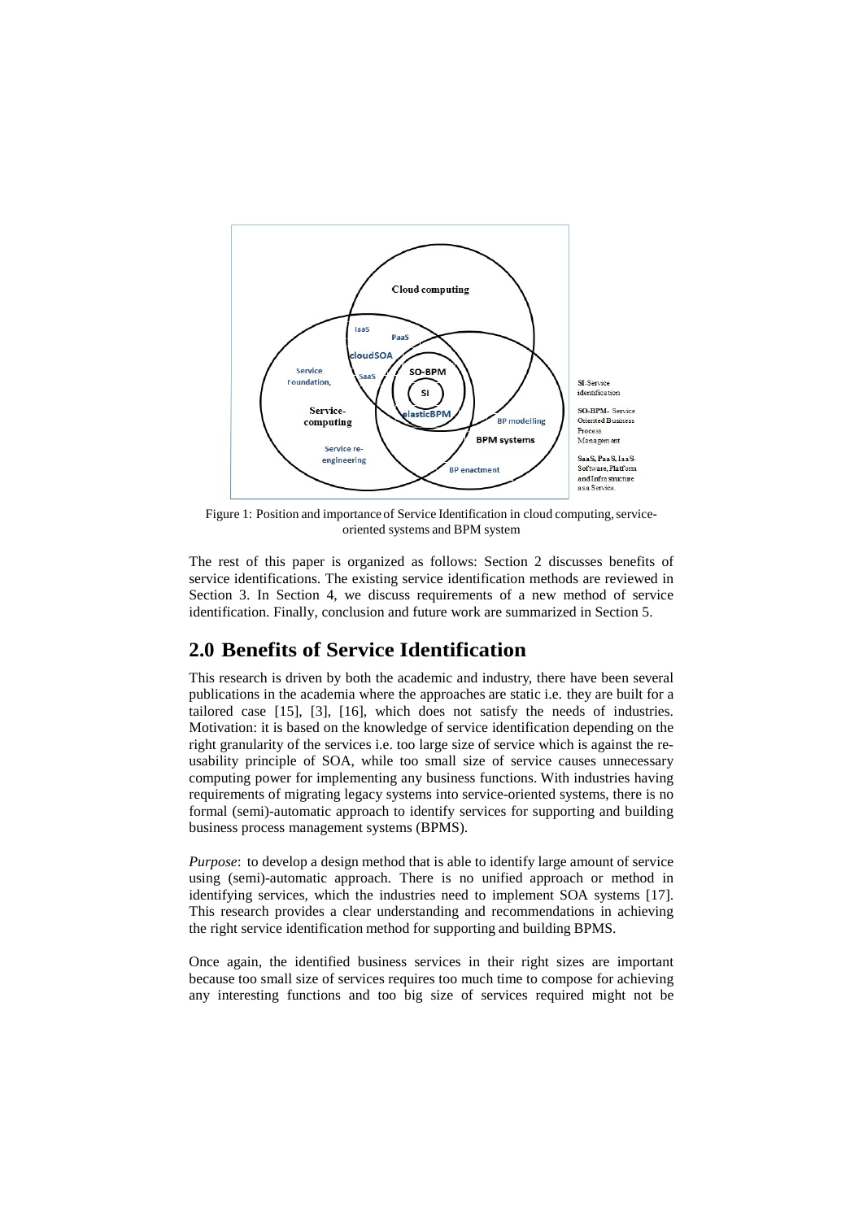Figure 1: Position and importance of Service Identification in cloud computing, service-oriented systems and BPM system

The rest of this paper is organized as follows: Section 2 discusses benefits of service identifications. The existing service identification methods are reviewed in Section 3. In Section 4, we discuss requirements of a new method of service identification. Finally, conclusion and future work are summarized in Section 5.

## 2.0 Benefits of Service Identification

This research is driven by both the academic and industry, there have been several publications in the academia where the approaches are static i.e. they are built for a tailored case [15], [3], [16], which does not satisfy the needs of industries. Motivation: it is based on the knowledge of service identification depending on the right granularity of the services i.e. too large size of service which is against the re-usability principle of SOA, while too small size of service causes unnecessary computing power for implementing any business functions. With industries having requirements of migrating legacy systems into service-oriented systems, there is no formal (semi)-automatic approach to identify services for supporting and building business process management systems (BPMS).

*Purpose*: to develop a design method that is able to identify large amount of service using (semi)-automatic approach. There is no unified approach or method in identifying services, which the industries need to implement SOA systems [17]. This research provides a clear understanding and recommendations in achieving the right service identification method for supporting and building BPMS.

Once again, the identified business services in their right sizes are important because too small size of services requires too much time to compose for achieving any interesting functions and too big size of services required might not be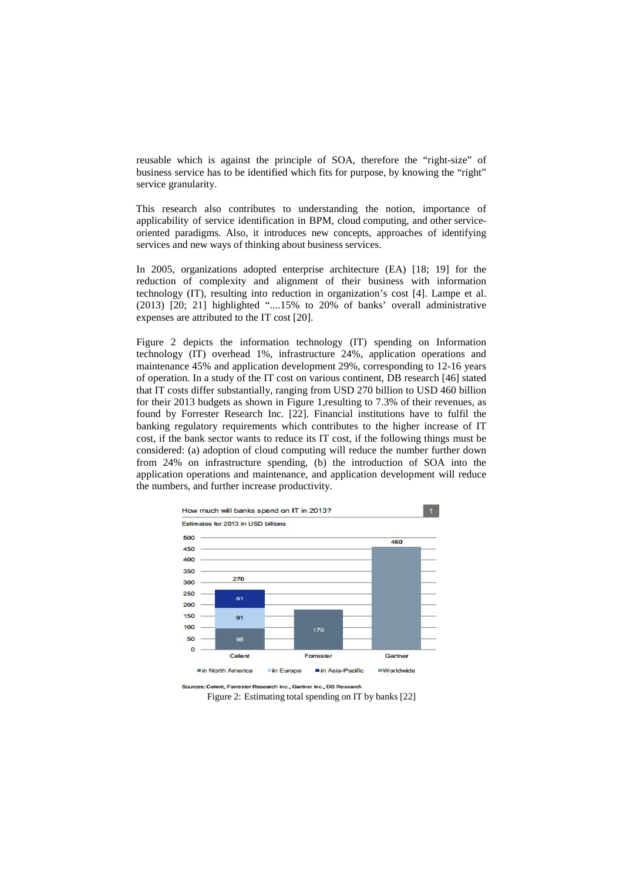reusable which is against the principle of SOA, therefore the "right-size" of business service has to be identified which fits for purpose, by knowing the "right" service granularity.

This research also contributes to understanding the notion, importance of applicability of service identification in BPM, cloud computing, and other service-oriented paradigms. Also, it introduces new concepts, approaches of identifying services and new ways of thinking about business services.

In 2005, organizations adopted enterprise architecture (EA) [18; 19] for the reduction of complexity and alignment of their business with information technology (IT), resulting into reduction in organization's cost [4]. Lampe et al. (2013) [20; 21] highlighted "....15% to 20% of banks' overall administrative expenses are attributed to the IT cost [20].

Figure 2 depicts the information technology (IT) spending on Information technology (IT) overhead 1%, infrastructure 24%, application operations and maintenance 45% and application development 29%, corresponding to 12-16 years of operation. In a study of the IT cost on various continent, DB research [46] stated that IT costs differ substantially, ranging from USD 270 billion to USD 460 billion for their 2013 budgets as shown in Figure 1,resulting to 7.3% of their revenues, as found by Forrester Research Inc. [22]. Financial institutions have to fulfil the banking regulatory requirements which contributes to the higher increase of IT cost, if the bank sector wants to reduce its IT cost, if the following things must be considered: (a) adoption of cloud computing will reduce the number further down from 24% on infrastructure spending, (b) the introduction of SOA into the application operations and maintenance, and application development will reduce the numbers, and further increase productivity.

How much will banks spend on IT in 2013?

Estimates for 2013 in USD billions

| | Celent | Forrester | Gartner |
|---|---|---|---|
| in North America | 98 | | |
| in Europe | 91 | | |
| in Asia-Pacific | 81 | | |
| Worldwide | | 179 | 460 |
| Total | 270 | 179 | 460 |

Sources: Celent, Forrester Research Inc., Gartner Inc., DB Research

Figure 2: Estimating total spending on IT by banks [22]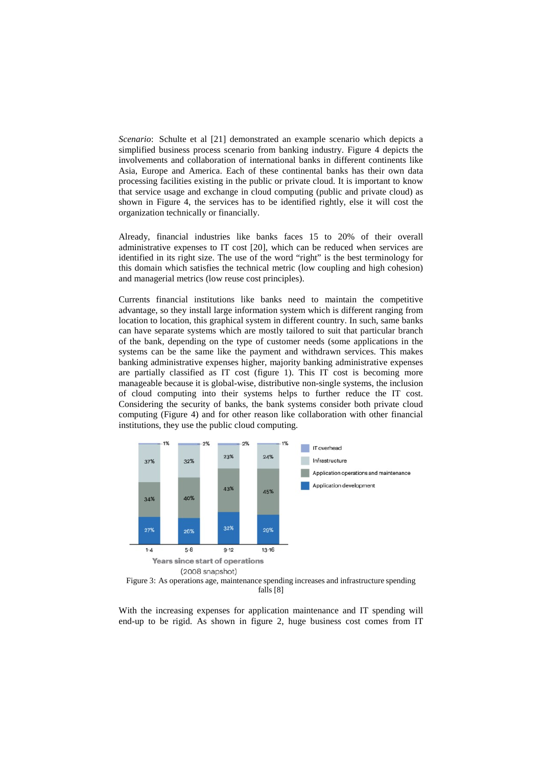*Scenario*: Schulte et al [21] demonstrated an example scenario which depicts a simplified business process scenario from banking industry. Figure 4 depicts the involvements and collaboration of international banks in different continents like Asia, Europe and America. Each of these continental banks has their own data processing facilities existing in the public or private cloud. It is important to know that service usage and exchange in cloud computing (public and private cloud) as shown in Figure 4, the services has to be identified rightly, else it will cost the organization technically or financially.

Already, financial industries like banks faces 15 to 20% of their overall administrative expenses to IT cost [20], which can be reduced when services are identified in its right size. The use of the word "right" is the best terminology for this domain which satisfies the technical metric (low coupling and high cohesion) and managerial metrics (low reuse cost principles).

Currents financial institutions like banks need to maintain the competitive advantage, so they install large information system which is different ranging from location to location, this graphical system in different country. In such, same banks can have separate systems which are mostly tailored to suit that particular branch of the bank, depending on the type of customer needs (some applications in the systems can be the same like the payment and withdrawn services. This makes banking administrative expenses higher, majority banking administrative expenses are partially classified as IT cost (figure 1). This IT cost is becoming more manageable because it is global-wise, distributive non-single systems, the inclusion of cloud computing into their systems helps to further reduce the IT cost. Considering the security of banks, the bank systems consider both private cloud computing (Figure 4) and for other reason like collaboration with other financial institutions, they use the public cloud computing.

| Years since start of operations (2008 snapshot) | 1-4 | 5-8 | 9-12 | 13-16 |
|---|---|---|---|---|
| IT overhead | 1% | 2% | 2% | 1% |
| Infrastructure | 37% | 32% | 23% | 24% |
| Application operations and maintenance | 34% | 40% | 43% | 45% |
| Application development | 27% | 26% | 32% | 29% |

Figure 3: As operations age, maintenance spending increases and infrastructure spending falls [8]

With the increasing expenses for application maintenance and IT spending will end-up to be rigid. As shown in figure 2, huge business cost comes from IT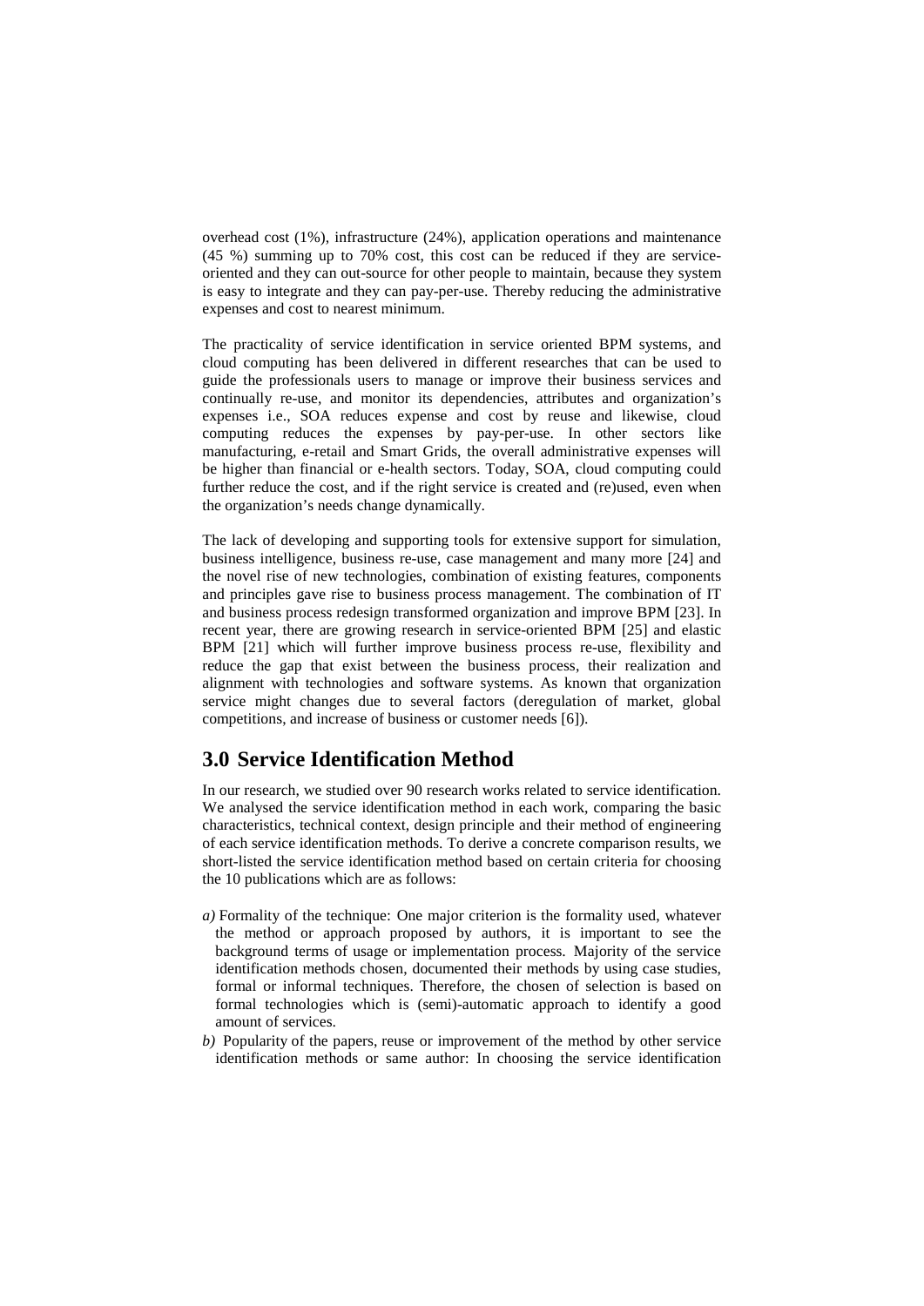overhead cost (1%), infrastructure (24%), application operations and maintenance (45 %) summing up to 70% cost, this cost can be reduced if they are service-oriented and they can out-source for other people to maintain, because they system is easy to integrate and they can pay-per-use. Thereby reducing the administrative expenses and cost to nearest minimum.

The practicality of service identification in service oriented BPM systems, and cloud computing has been delivered in different researches that can be used to guide the professionals users to manage or improve their business services and continually re-use, and monitor its dependencies, attributes and organization's expenses i.e., SOA reduces expense and cost by reuse and likewise, cloud computing reduces the expenses by pay-per-use. In other sectors like manufacturing, e-retail and Smart Grids, the overall administrative expenses will be higher than financial or e-health sectors. Today, SOA, cloud computing could further reduce the cost, and if the right service is created and (re)used, even when the organization's needs change dynamically.

The lack of developing and supporting tools for extensive support for simulation, business intelligence, business re-use, case management and many more [24] and the novel rise of new technologies, combination of existing features, components and principles gave rise to business process management. The combination of IT and business process redesign transformed organization and improve BPM [23]. In recent year, there are growing research in service-oriented BPM [25] and elastic BPM [21] which will further improve business process re-use, flexibility and reduce the gap that exist between the business process, their realization and alignment with technologies and software systems. As known that organization service might changes due to several factors (deregulation of market, global competitions, and increase of business or customer needs [6]).

## 3.0 Service Identification Method

In our research, we studied over 90 research works related to service identification. We analysed the service identification method in each work, comparing the basic characteristics, technical context, design principle and their method of engineering of each service identification methods. To derive a concrete comparison results, we short-listed the service identification method based on certain criteria for choosing the 10 publications which are as follows:

*a)* Formality of the technique: One major criterion is the formality used, whatever the method or approach proposed by authors, it is important to see the background terms of usage or implementation process. Majority of the service identification methods chosen, documented their methods by using case studies, formal or informal techniques. Therefore, the chosen of selection is based on formal technologies which is (semi)-automatic approach to identify a good amount of services.

*b)* Popularity of the papers, reuse or improvement of the method by other service identification methods or same author: In choosing the service identification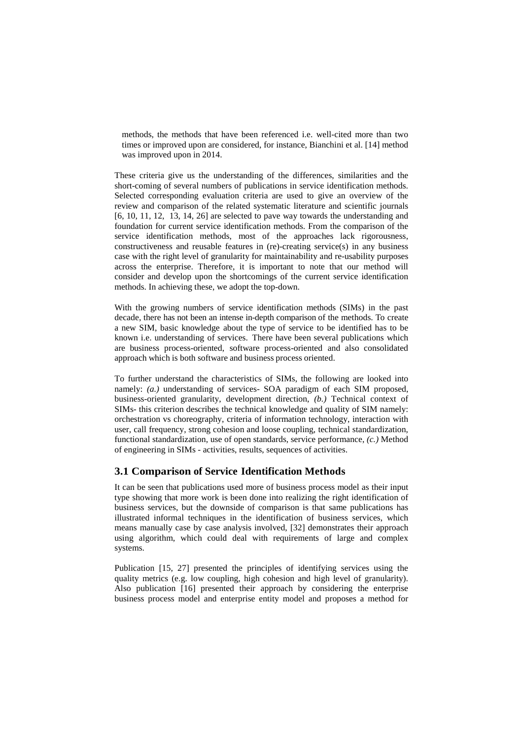methods, the methods that have been referenced i.e. well-cited more than two times or improved upon are considered, for instance, Bianchini et al. [14] method was improved upon in 2014.

These criteria give us the understanding of the differences, similarities and the short-coming of several numbers of publications in service identification methods. Selected corresponding evaluation criteria are used to give an overview of the review and comparison of the related systematic literature and scientific journals [6, 10, 11, 12, 13, 14, 26] are selected to pave way towards the understanding and foundation for current service identification methods. From the comparison of the service identification methods, most of the approaches lack rigorousness, constructiveness and reusable features in (re)-creating service(s) in any business case with the right level of granularity for maintainability and re-usability purposes across the enterprise. Therefore, it is important to note that our method will consider and develop upon the shortcomings of the current service identification methods. In achieving these, we adopt the top-down.

With the growing numbers of service identification methods (SIMs) in the past decade, there has not been an intense in-depth comparison of the methods. To create a new SIM, basic knowledge about the type of service to be identified has to be known i.e. understanding of services. There have been several publications which are business process-oriented, software process-oriented and also consolidated approach which is both software and business process oriented.

To further understand the characteristics of SIMs, the following are looked into namely: *(a.)* understanding of services- SOA paradigm of each SIM proposed, business-oriented granularity, development direction, *(b.)* Technical context of SIMs- this criterion describes the technical knowledge and quality of SIM namely: orchestration vs choreography, criteria of information technology, interaction with user, call frequency, strong cohesion and loose coupling, technical standardization, functional standardization, use of open standards, service performance, *(c.)* Method of engineering in SIMs - activities, results, sequences of activities.

## 3.1 Comparison of Service Identification Methods

It can be seen that publications used more of business process model as their input type showing that more work is been done into realizing the right identification of business services, but the downside of comparison is that same publications has illustrated informal techniques in the identification of business services, which means manually case by case analysis involved, [32] demonstrates their approach using algorithm, which could deal with requirements of large and complex systems.

Publication [15, 27] presented the principles of identifying services using the quality metrics (e.g. low coupling, high cohesion and high level of granularity). Also publication [16] presented their approach by considering the enterprise business process model and enterprise entity model and proposes a method for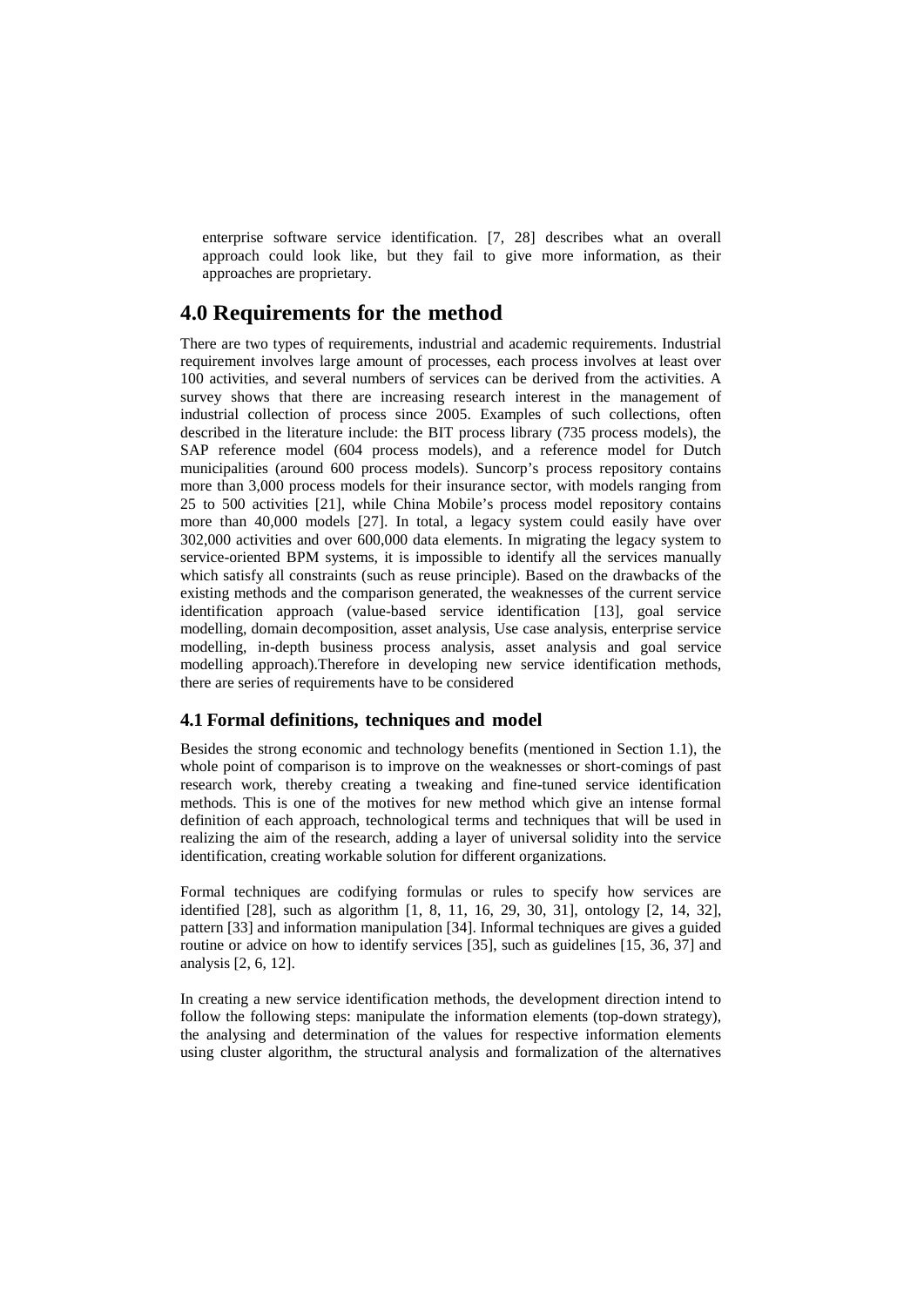enterprise software service identification. [7, 28] describes what an overall approach could look like, but they fail to give more information, as their approaches are proprietary.

## 4.0 Requirements for the method

There are two types of requirements, industrial and academic requirements. Industrial requirement involves large amount of processes, each process involves at least over 100 activities, and several numbers of services can be derived from the activities. A survey shows that there are increasing research interest in the management of industrial collection of process since 2005. Examples of such collections, often described in the literature include: the BIT process library (735 process models), the SAP reference model (604 process models), and a reference model for Dutch municipalities (around 600 process models). Suncorp's process repository contains more than 3,000 process models for their insurance sector, with models ranging from 25 to 500 activities [21], while China Mobile's process model repository contains more than 40,000 models [27]. In total, a legacy system could easily have over 302,000 activities and over 600,000 data elements. In migrating the legacy system to service-oriented BPM systems, it is impossible to identify all the services manually which satisfy all constraints (such as reuse principle). Based on the drawbacks of the existing methods and the comparison generated, the weaknesses of the current service identification approach (value-based service identification [13], goal service modelling, domain decomposition, asset analysis, Use case analysis, enterprise service modelling, in-depth business process analysis, asset analysis and goal service modelling approach).Therefore in developing new service identification methods, there are series of requirements have to be considered

### 4.1 Formal definitions, techniques and model

Besides the strong economic and technology benefits (mentioned in Section 1.1), the whole point of comparison is to improve on the weaknesses or short-comings of past research work, thereby creating a tweaking and fine-tuned service identification methods. This is one of the motives for new method which give an intense formal definition of each approach, technological terms and techniques that will be used in realizing the aim of the research, adding a layer of universal solidity into the service identification, creating workable solution for different organizations.

Formal techniques are codifying formulas or rules to specify how services are identified [28], such as algorithm [1, 8, 11, 16, 29, 30, 31], ontology [2, 14, 32], pattern [33] and information manipulation [34]. Informal techniques are gives a guided routine or advice on how to identify services [35], such as guidelines [15, 36, 37] and analysis [2, 6, 12].

In creating a new service identification methods, the development direction intend to follow the following steps: manipulate the information elements (top-down strategy), the analysing and determination of the values for respective information elements using cluster algorithm, the structural analysis and formalization of the alternatives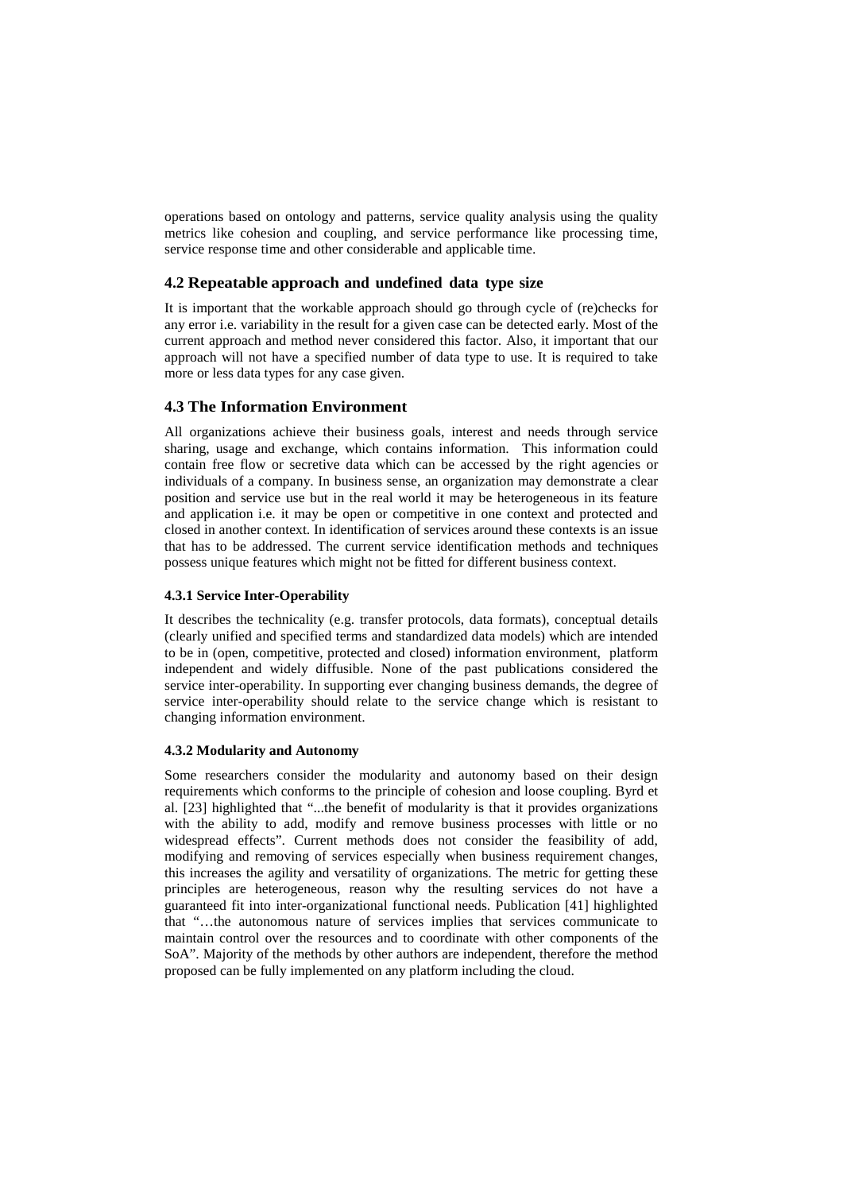operations based on ontology and patterns, service quality analysis using the quality metrics like cohesion and coupling, and service performance like processing time, service response time and other considerable and applicable time.

## 4.2 Repeatable approach and undefined data type size

It is important that the workable approach should go through cycle of (re)checks for any error i.e. variability in the result for a given case can be detected early. Most of the current approach and method never considered this factor. Also, it important that our approach will not have a specified number of data type to use. It is required to take more or less data types for any case given.

## 4.3 The Information Environment

All organizations achieve their business goals, interest and needs through service sharing, usage and exchange, which contains information. This information could contain free flow or secretive data which can be accessed by the right agencies or individuals of a company. In business sense, an organization may demonstrate a clear position and service use but in the real world it may be heterogeneous in its feature and application i.e. it may be open or competitive in one context and protected and closed in another context. In identification of services around these contexts is an issue that has to be addressed. The current service identification methods and techniques possess unique features which might not be fitted for different business context.

### 4.3.1 Service Inter-Operability

It describes the technicality (e.g. transfer protocols, data formats), conceptual details (clearly unified and specified terms and standardized data models) which are intended to be in (open, competitive, protected and closed) information environment, platform independent and widely diffusible. None of the past publications considered the service inter-operability. In supporting ever changing business demands, the degree of service inter-operability should relate to the service change which is resistant to changing information environment.

### 4.3.2 Modularity and Autonomy

Some researchers consider the modularity and autonomy based on their design requirements which conforms to the principle of cohesion and loose coupling. Byrd et al. [23] highlighted that "...the benefit of modularity is that it provides organizations with the ability to add, modify and remove business processes with little or no widespread effects". Current methods does not consider the feasibility of add, modifying and removing of services especially when business requirement changes, this increases the agility and versatility of organizations. The metric for getting these principles are heterogeneous, reason why the resulting services do not have a guaranteed fit into inter-organizational functional needs. Publication [41] highlighted that "…the autonomous nature of services implies that services communicate to maintain control over the resources and to coordinate with other components of the SoA". Majority of the methods by other authors are independent, therefore the method proposed can be fully implemented on any platform including the cloud.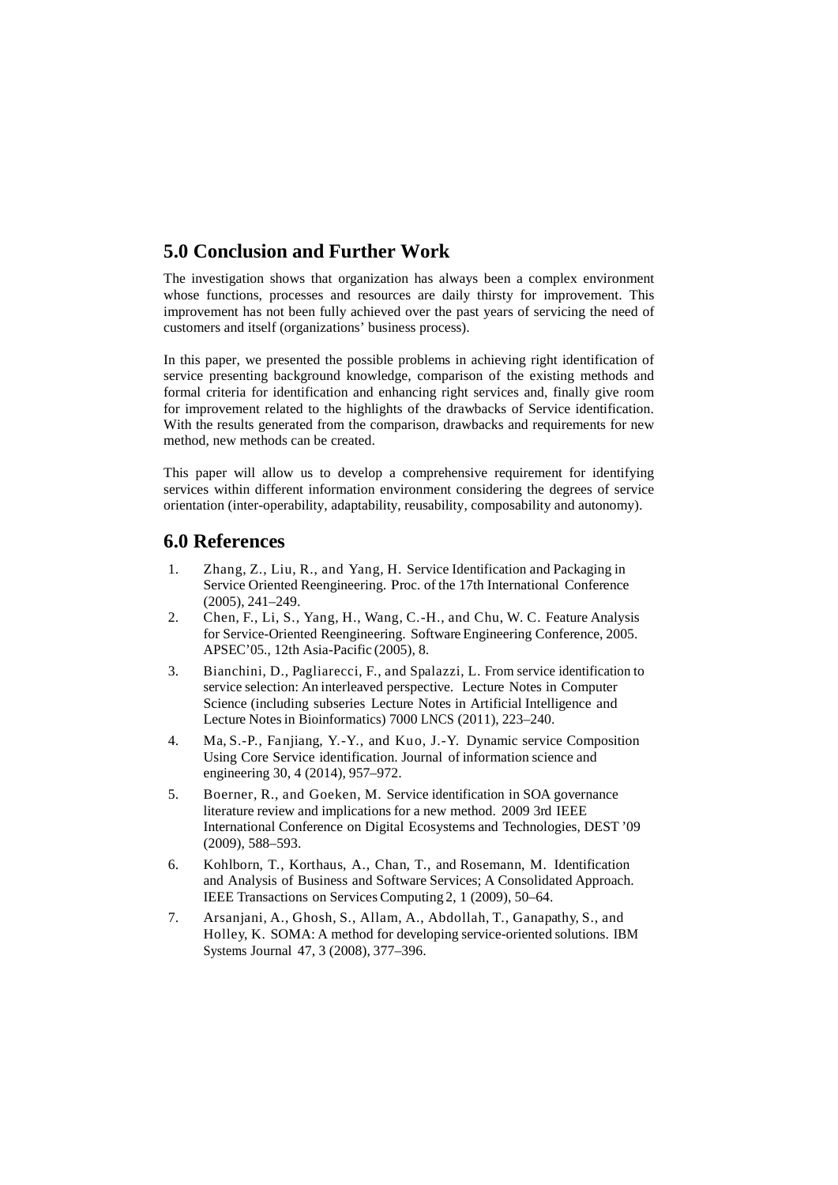## 5.0 Conclusion and Further Work

The investigation shows that organization has always been a complex environment whose functions, processes and resources are daily thirsty for improvement. This improvement has not been fully achieved over the past years of servicing the need of customers and itself (organizations' business process).

In this paper, we presented the possible problems in achieving right identification of service presenting background knowledge, comparison of the existing methods and formal criteria for identification and enhancing right services and, finally give room for improvement related to the highlights of the drawbacks of Service identification. With the results generated from the comparison, drawbacks and requirements for new method, new methods can be created.

This paper will allow us to develop a comprehensive requirement for identifying services within different information environment considering the degrees of service orientation (inter-operability, adaptability, reusability, composability and autonomy).

## 6.0 References

1. Zhang, Z., Liu, R., and Yang, H. Service Identification and Packaging in Service Oriented Reengineering. Proc. of the 17th International Conference (2005), 241–249.
2. Chen, F., Li, S., Yang, H., Wang, C.-H., and Chu, W. C. Feature Analysis for Service-Oriented Reengineering. Software Engineering Conference, 2005. APSEC'05., 12th Asia-Pacific (2005), 8.
3. Bianchini, D., Pagliarecci, F., and Spalazzi, L. From service identification to service selection: An interleaved perspective. Lecture Notes in Computer Science (including subseries Lecture Notes in Artificial Intelligence and Lecture Notes in Bioinformatics) 7000 LNCS (2011), 223–240.
4. Ma, S.-P., Fanjiang, Y.-Y., and Kuo, J.-Y. Dynamic service Composition Using Core Service identification. Journal of information science and engineering 30, 4 (2014), 957–972.
5. Boerner, R., and Goeken, M. Service identification in SOA governance literature review and implications for a new method. 2009 3rd IEEE International Conference on Digital Ecosystems and Technologies, DEST '09 (2009), 588–593.
6. Kohlborn, T., Korthaus, A., Chan, T., and Rosemann, M. Identification and Analysis of Business and Software Services; A Consolidated Approach. IEEE Transactions on Services Computing 2, 1 (2009), 50–64.
7. Arsanjani, A., Ghosh, S., Allam, A., Abdollah, T., Ganapathy, S., and Holley, K. SOMA: A method for developing service-oriented solutions. IBM Systems Journal 47, 3 (2008), 377–396.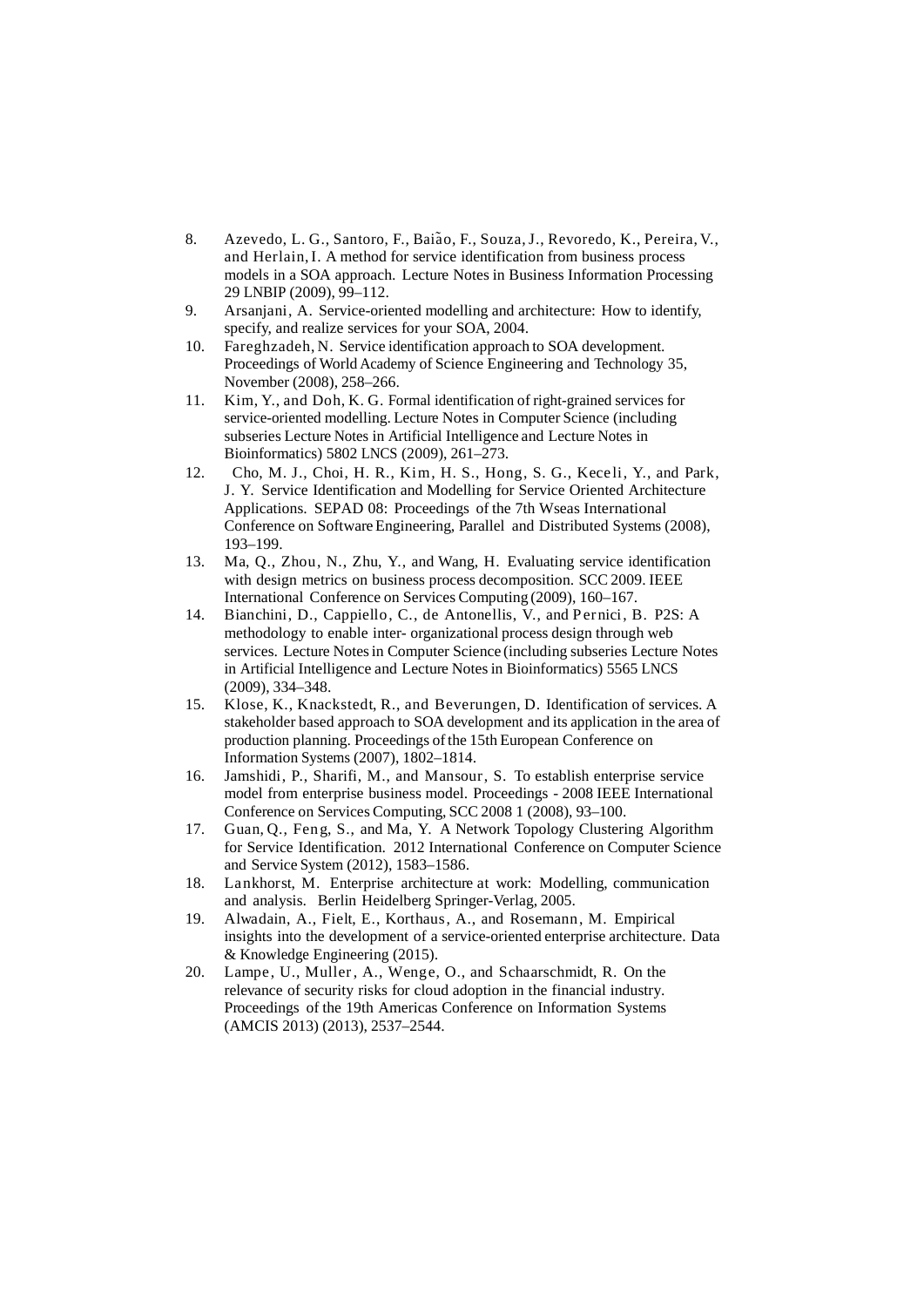8. Azevedo, L. G., Santoro, F., Baião, F., Souza, J., Revoredo, K., Pereira, V., and Herlain, I. A method for service identification from business process models in a SOA approach. Lecture Notes in Business Information Processing 29 LNBIP (2009), 99–112.
9. Arsanjani, A. Service-oriented modelling and architecture: How to identify, specify, and realize services for your SOA, 2004.
10. Fareghzadeh, N. Service identification approach to SOA development. Proceedings of World Academy of Science Engineering and Technology 35, November (2008), 258–266.
11. Kim, Y., and Doh, K. G. Formal identification of right-grained services for service-oriented modelling. Lecture Notes in Computer Science (including subseries Lecture Notes in Artificial Intelligence and Lecture Notes in Bioinformatics) 5802 LNCS (2009), 261–273.
12. Cho, M. J., Choi, H. R., Kim, H. S., Hong, S. G., Keceli, Y., and Park, J. Y. Service Identification and Modelling for Service Oriented Architecture Applications. SEPAD 08: Proceedings of the 7th Wseas International Conference on Software Engineering, Parallel and Distributed Systems (2008), 193–199.
13. Ma, Q., Zhou, N., Zhu, Y., and Wang, H. Evaluating service identification with design metrics on business process decomposition. SCC 2009. IEEE International Conference on Services Computing (2009), 160–167.
14. Bianchini, D., Cappiello, C., de Antonellis, V., and Pernici, B. P2S: A methodology to enable inter- organizational process design through web services. Lecture Notes in Computer Science (including subseries Lecture Notes in Artificial Intelligence and Lecture Notes in Bioinformatics) 5565 LNCS (2009), 334–348.
15. Klose, K., Knackstedt, R., and Beverungen, D. Identification of services. A stakeholder based approach to SOA development and its application in the area of production planning. Proceedings of the 15th European Conference on Information Systems (2007), 1802–1814.
16. Jamshidi, P., Sharifi, M., and Mansour, S. To establish enterprise service model from enterprise business model. Proceedings - 2008 IEEE International Conference on Services Computing, SCC 2008 1 (2008), 93–100.
17. Guan, Q., Feng, S., and Ma, Y. A Network Topology Clustering Algorithm for Service Identification. 2012 International Conference on Computer Science and Service System (2012), 1583–1586.
18. Lankhorst, M. Enterprise architecture at work: Modelling, communication and analysis. Berlin Heidelberg Springer-Verlag, 2005.
19. Alwadain, A., Fielt, E., Korthaus, A., and Rosemann, M. Empirical insights into the development of a service-oriented enterprise architecture. Data & Knowledge Engineering (2015).
20. Lampe, U., Muller, A., Wenge, O., and Schaarschmidt, R. On the relevance of security risks for cloud adoption in the financial industry. Proceedings of the 19th Americas Conference on Information Systems (AMCIS 2013) (2013), 2537–2544.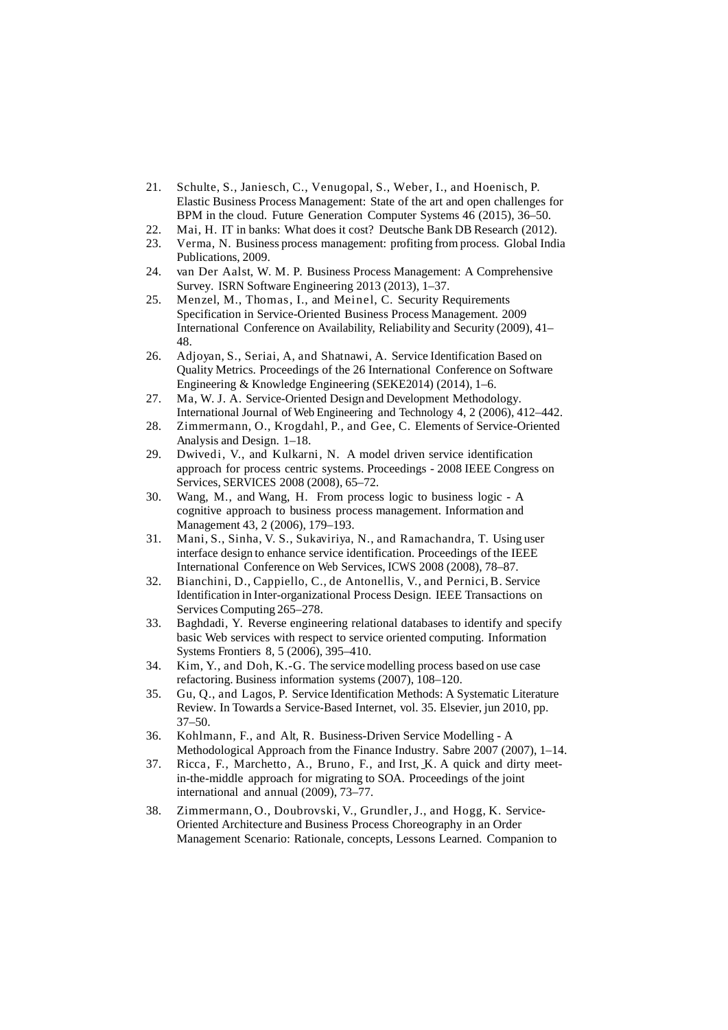21. Schulte, S., Janiesch, C., Venugopal, S., Weber, I., and Hoenisch, P. Elastic Business Process Management: State of the art and open challenges for BPM in the cloud. Future Generation Computer Systems 46 (2015), 36–50.
22. Mai, H. IT in banks: What does it cost? Deutsche Bank DB Research (2012).
23. Verma, N. Business process management: profiting from process. Global India Publications, 2009.
24. van Der Aalst, W. M. P. Business Process Management: A Comprehensive Survey. ISRN Software Engineering 2013 (2013), 1–37.
25. Menzel, M., Thomas, I., and Meinel, C. Security Requirements Specification in Service-Oriented Business Process Management. 2009 International Conference on Availability, Reliability and Security (2009), 41–48.
26. Adjoyan, S., Seriai, A, and Shatnawi, A. Service Identification Based on Quality Metrics. Proceedings of the 26 International Conference on Software Engineering & Knowledge Engineering (SEKE2014) (2014), 1–6.
27. Ma, W. J. A. Service-Oriented Design and Development Methodology. International Journal of Web Engineering and Technology 4, 2 (2006), 412–442.
28. Zimmermann, O., Krogdahl, P., and Gee, C. Elements of Service-Oriented Analysis and Design. 1–18.
29. Dwivedi, V., and Kulkarni, N. A model driven service identification approach for process centric systems. Proceedings - 2008 IEEE Congress on Services, SERVICES 2008 (2008), 65–72.
30. Wang, M., and Wang, H. From process logic to business logic - A cognitive approach to business process management. Information and Management 43, 2 (2006), 179–193.
31. Mani, S., Sinha, V. S., Sukaviriya, N., and Ramachandra, T. Using user interface design to enhance service identification. Proceedings of the IEEE International Conference on Web Services, ICWS 2008 (2008), 78–87.
32. Bianchini, D., Cappiello, C., de Antonellis, V., and Pernici, B. Service Identification in Inter-organizational Process Design. IEEE Transactions on Services Computing 265–278.
33. Baghdadi, Y. Reverse engineering relational databases to identify and specify basic Web services with respect to service oriented computing. Information Systems Frontiers 8, 5 (2006), 395–410.
34. Kim, Y., and Doh, K.-G. The service modelling process based on use case refactoring. Business information systems (2007), 108–120.
35. Gu, Q., and Lagos, P. Service Identification Methods: A Systematic Literature Review. In Towards a Service-Based Internet, vol. 35. Elsevier, jun 2010, pp. 37–50.
36. Kohlmann, F., and Alt, R. Business-Driven Service Modelling - A Methodological Approach from the Finance Industry. Sabre 2007 (2007), 1–14.
37. Ricca, F., Marchetto, A., Bruno, F., and Irst, K. A quick and dirty meet-in-the-middle approach for migrating to SOA. Proceedings of the joint international and annual (2009), 73–77.
38. Zimmermann, O., Doubrovski, V., Grundler, J., and Hogg, K. Service-Oriented Architecture and Business Process Choreography in an Order Management Scenario: Rationale, concepts, Lessons Learned. Companion to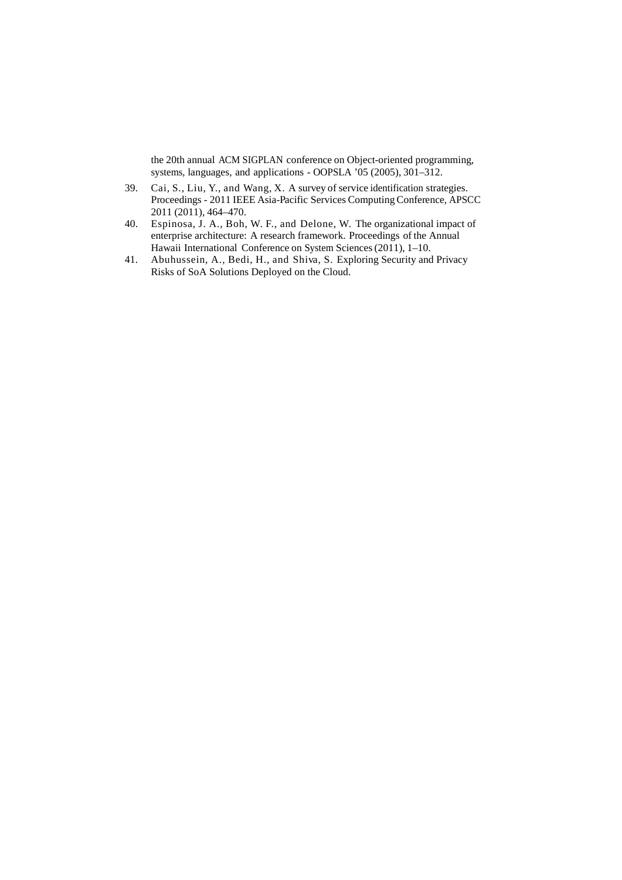the 20th annual ACM SIGPLAN conference on Object-oriented programming, systems, languages, and applications - OOPSLA '05 (2005), 301–312.

39. Cai, S., Liu, Y., and Wang, X. A survey of service identification strategies. Proceedings - 2011 IEEE Asia-Pacific Services Computing Conference, APSCC 2011 (2011), 464–470.
40. Espinosa, J. A., Boh, W. F., and Delone, W. The organizational impact of enterprise architecture: A research framework. Proceedings of the Annual Hawaii International Conference on System Sciences (2011), 1–10.
41. Abuhussein, A., Bedi, H., and Shiva, S. Exploring Security and Privacy Risks of SoA Solutions Deployed on the Cloud.